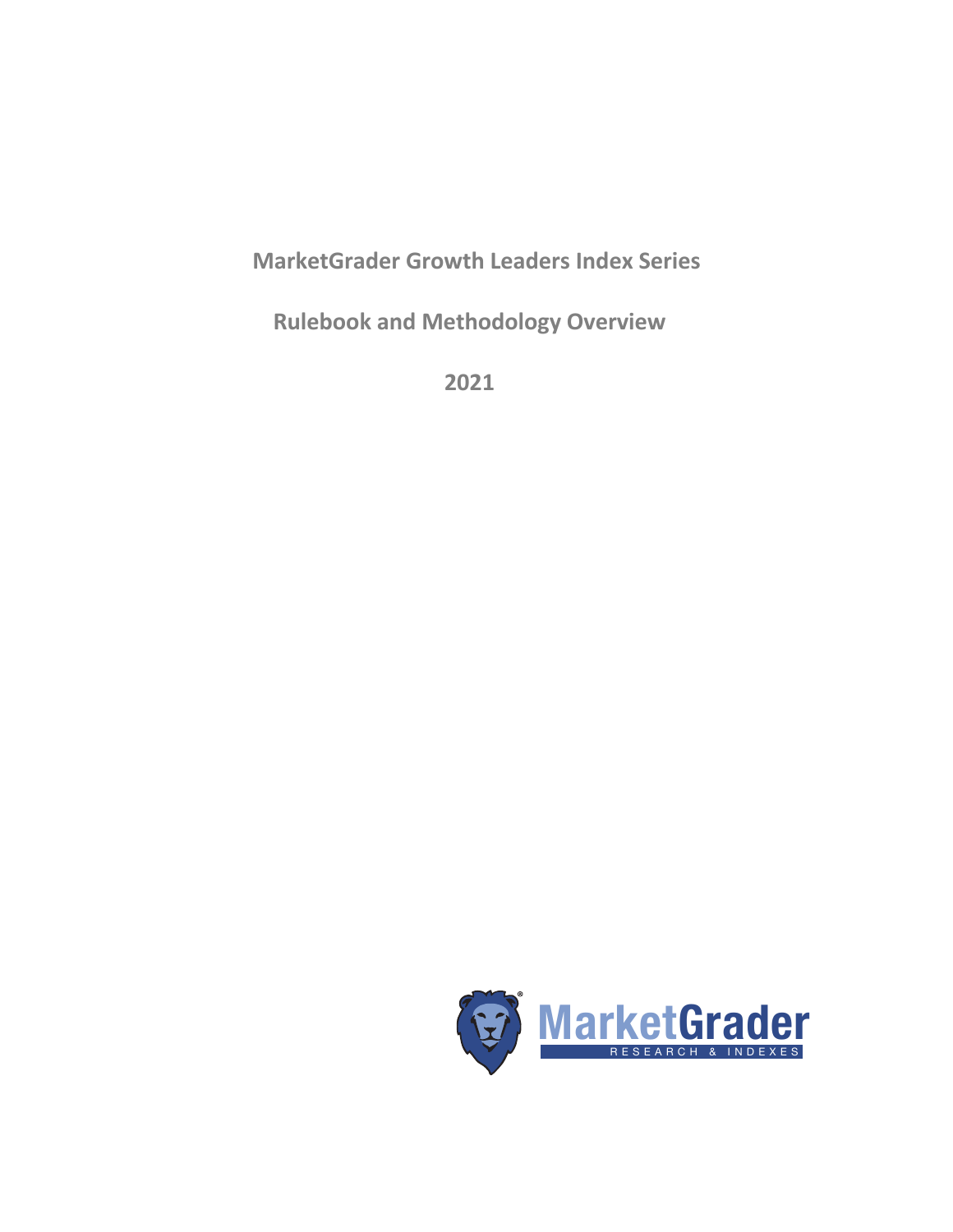# MarketGrader Growth Leaders Index Series

## Rulebook and Methodology Overview

## 2021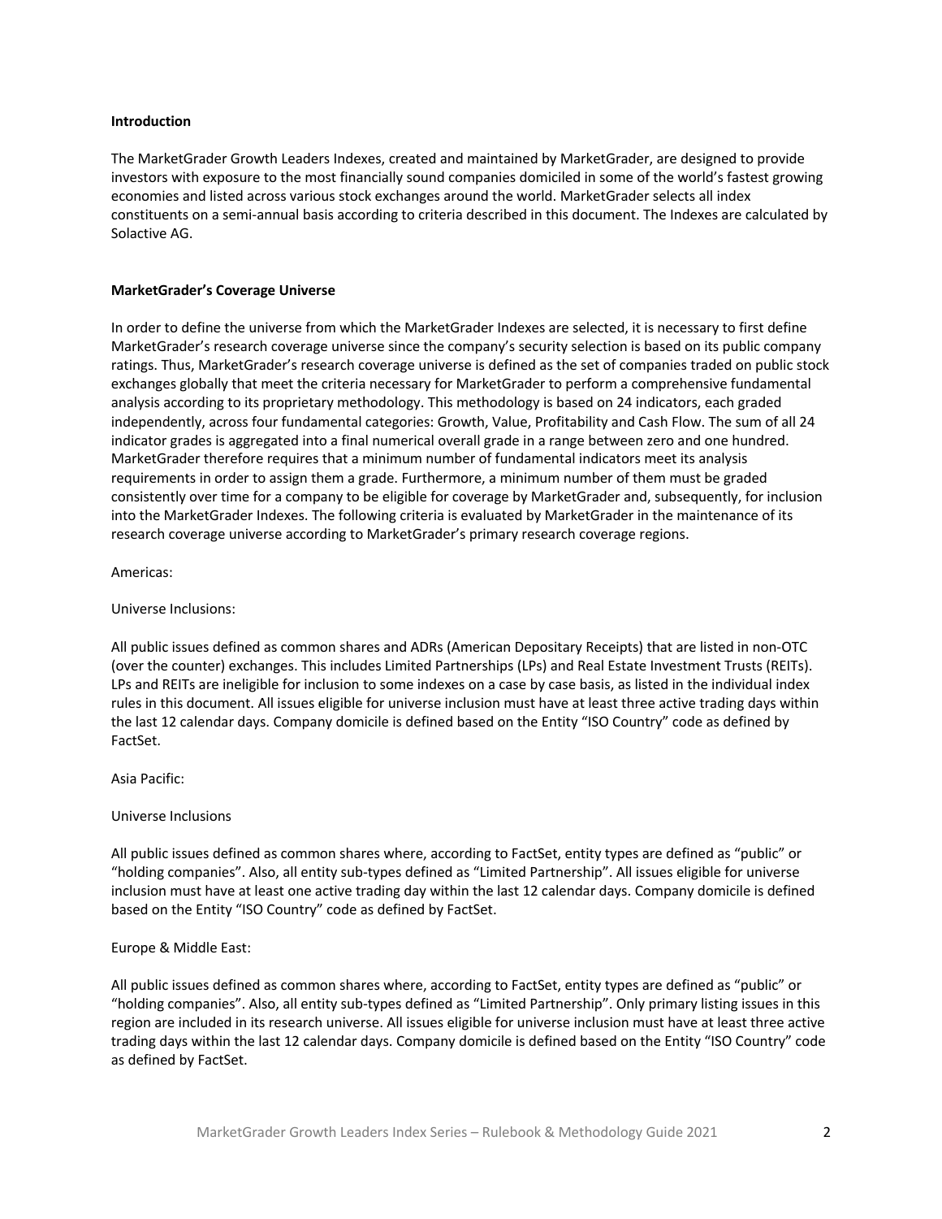## Introduction

The MarketGrader Growth Leaders Indexes, created and maintained by MarketGrader, are designed to provide investors with exposure to the most financially sound companies domiciled in some of the world's fastest growing economies and listed across various stock exchanges around the world. MarketGrader selects all index constituents on a semi-annual basis according to criteria described in this document. The Indexes are calculated by Solactive AG.

## MarketGrader's Coverage Universe

In order to define the universe from which the MarketGrader Indexes are selected, it is necessary to first define MarketGrader's research coverage universe since the company's security selection is based on its public company ratings. Thus, MarketGrader's research coverage universe is defined as the set of companies traded on public stock exchanges globally that meet the criteria necessary for MarketGrader to perform a comprehensive fundamental analysis according to its proprietary methodology. This methodology is based on 24 indicators, each graded independently, across four fundamental categories: Growth, Value, Profitability and Cash Flow. The sum of all 24 indicator grades is aggregated into a final numerical overall grade in a range between zero and one hundred. MarketGrader therefore requires that a minimum number of fundamental indicators meet its analysis requirements in order to assign them a grade. Furthermore, a minimum number of them must be graded consistently over time for a company to be eligible for coverage by MarketGrader and, subsequently, for inclusion into the MarketGrader Indexes. The following criteria is evaluated by MarketGrader in the maintenance of its research coverage universe according to MarketGrader's primary research coverage regions.

Americas:

Universe Inclusions:

All public issues defined as common shares and ADRs (American Depositary Receipts) that are listed in non-OTC (over the counter) exchanges. This includes Limited Partnerships (LPs) and Real Estate Investment Trusts (REITs). LPs and REITs are ineligible for inclusion to some indexes on a case by case basis, as listed in the individual index rules in this document. All issues eligible for universe inclusion must have at least three active trading days within the last 12 calendar days. Company domicile is defined based on the Entity "ISO Country" code as defined by FactSet.

Asia Pacific:

Universe Inclusions

All public issues defined as common shares where, according to FactSet, entity types are defined as "public" or "holding companies". Also, all entity sub-types defined as "Limited Partnership". All issues eligible for universe inclusion must have at least one active trading day within the last 12 calendar days. Company domicile is defined based on the Entity "ISO Country" code as defined by FactSet.

Europe & Middle East:

All public issues defined as common shares where, according to FactSet, entity types are defined as "public" or "holding companies". Also, all entity sub-types defined as "Limited Partnership". Only primary listing issues in this region are included in its research universe. All issues eligible for universe inclusion must have at least three active trading days within the last 12 calendar days. Company domicile is defined based on the Entity "ISO Country" code as defined by FactSet.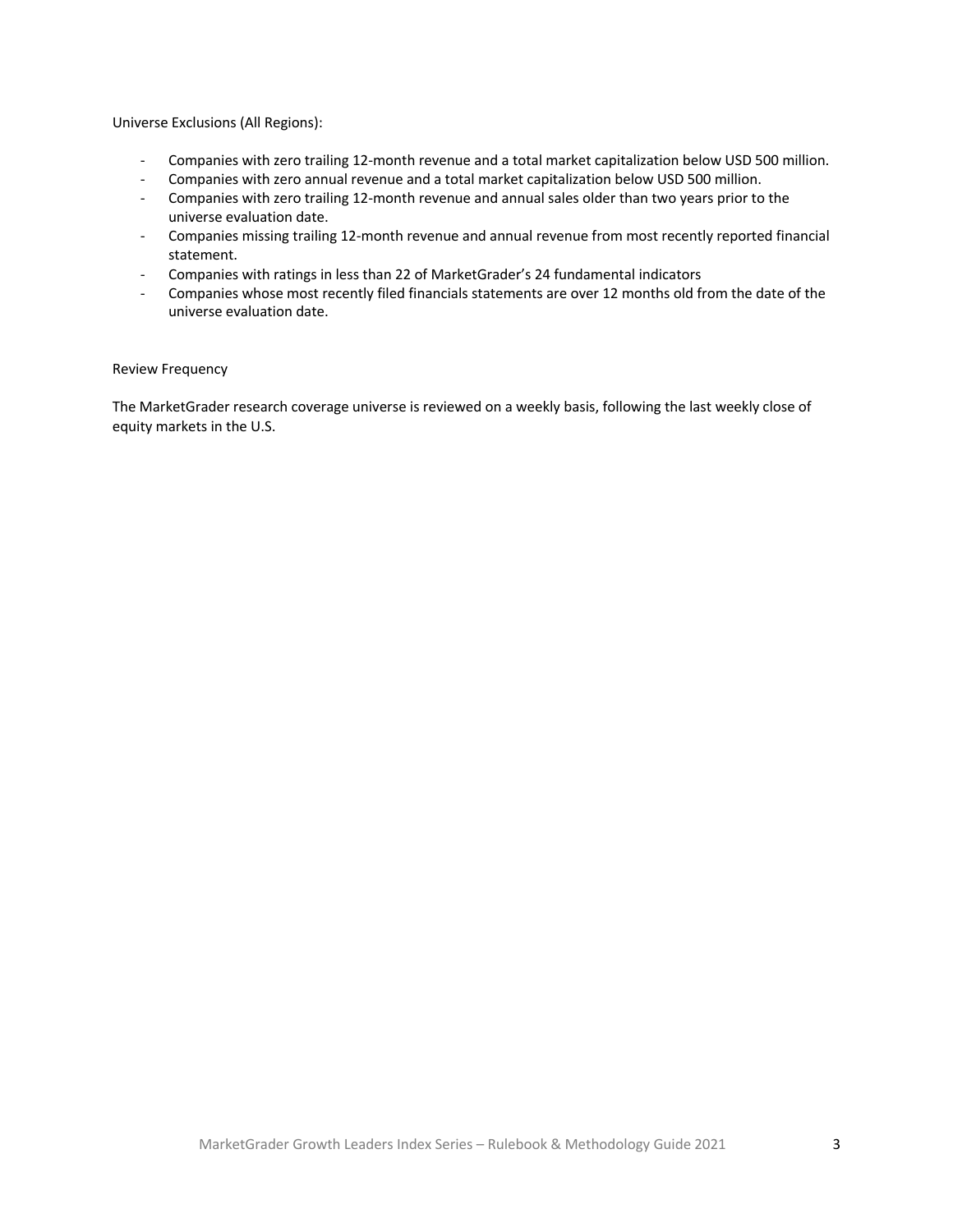Universe Exclusions (All Regions):

- Companies with zero trailing 12-month revenue and a total market capitalization below USD 500 million.
- Companies with zero annual revenue and a total market capitalization below USD 500 million.
- Companies with zero trailing 12-month revenue and annual sales older than two years prior to the universe evaluation date.
- Companies missing trailing 12-month revenue and annual revenue from most recently reported financial statement.
- Companies with ratings in less than 22 of MarketGrader's 24 fundamental indicators
- Companies whose most recently filed financials statements are over 12 months old from the date of the universe evaluation date.

Review Frequency

The MarketGrader research coverage universe is reviewed on a weekly basis, following the last weekly close of equity markets in the U.S.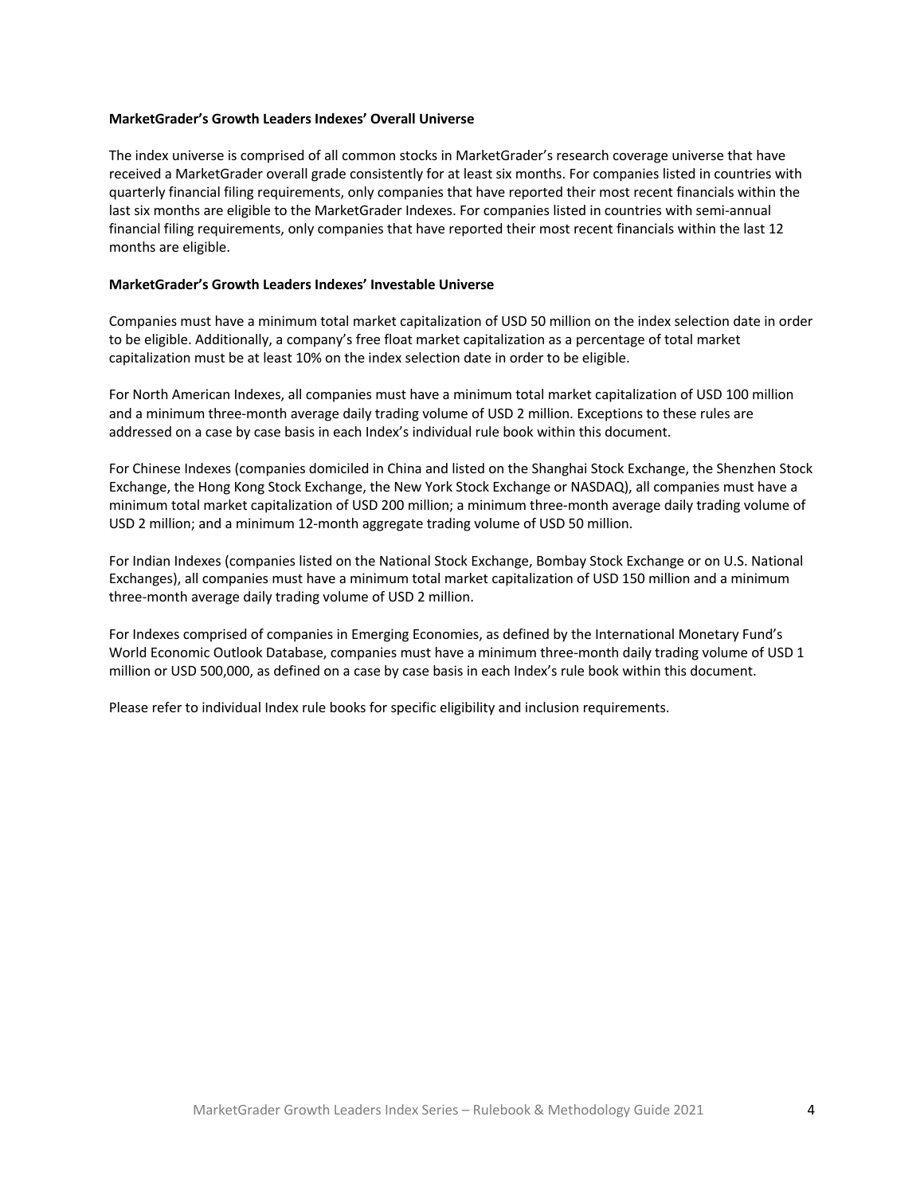**MarketGrader's Growth Leaders Indexes' Overall Universe**

The index universe is comprised of all common stocks in MarketGrader's research coverage universe that have received a MarketGrader overall grade consistently for at least six months. For companies listed in countries with quarterly financial filing requirements, only companies that have reported their most recent financials within the last six months are eligible to the MarketGrader Indexes. For companies listed in countries with semi-annual financial filing requirements, only companies that have reported their most recent financials within the last 12 months are eligible.

**MarketGrader's Growth Leaders Indexes' Investable Universe**

Companies must have a minimum total market capitalization of USD 50 million on the index selection date in order to be eligible. Additionally, a company's free float market capitalization as a percentage of total market capitalization must be at least 10% on the index selection date in order to be eligible.

For North American Indexes, all companies must have a minimum total market capitalization of USD 100 million and a minimum three-month average daily trading volume of USD 2 million. Exceptions to these rules are addressed on a case by case basis in each Index's individual rule book within this document.

For Chinese Indexes (companies domiciled in China and listed on the Shanghai Stock Exchange, the Shenzhen Stock Exchange, the Hong Kong Stock Exchange, the New York Stock Exchange or NASDAQ), all companies must have a minimum total market capitalization of USD 200 million; a minimum three-month average daily trading volume of USD 2 million; and a minimum 12-month aggregate trading volume of USD 50 million.

For Indian Indexes (companies listed on the National Stock Exchange, Bombay Stock Exchange or on U.S. National Exchanges), all companies must have a minimum total market capitalization of USD 150 million and a minimum three-month average daily trading volume of USD 2 million.

For Indexes comprised of companies in Emerging Economies, as defined by the International Monetary Fund's World Economic Outlook Database, companies must have a minimum three-month daily trading volume of USD 1 million or USD 500,000, as defined on a case by case basis in each Index's rule book within this document.

Please refer to individual Index rule books for specific eligibility and inclusion requirements.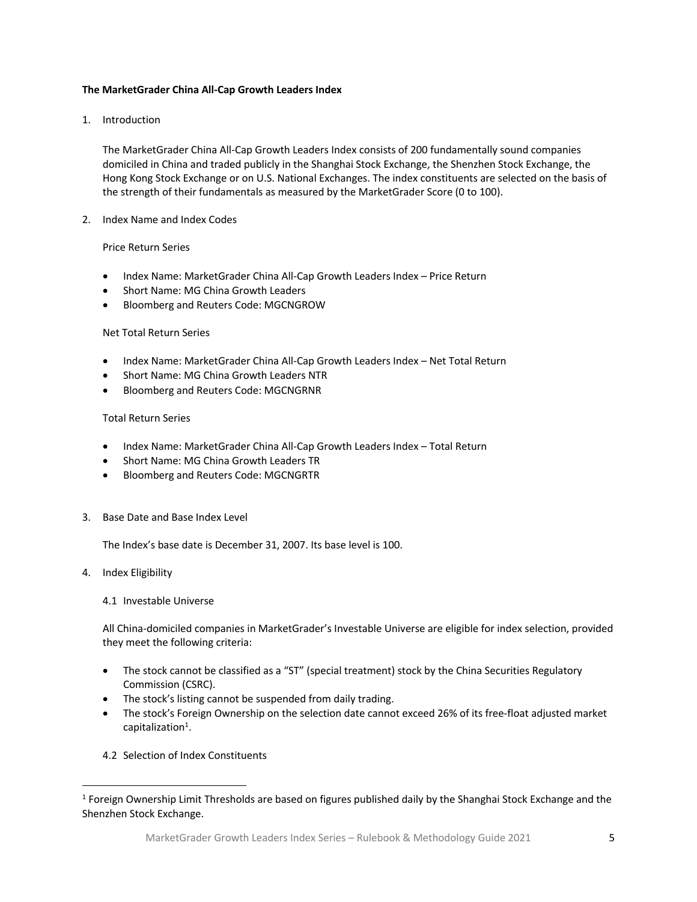**The MarketGrader China All-Cap Growth Leaders Index**

1. Introduction

   The MarketGrader China All-Cap Growth Leaders Index consists of 200 fundamentally sound companies domiciled in China and traded publicly in the Shanghai Stock Exchange, the Shenzhen Stock Exchange, the Hong Kong Stock Exchange or on U.S. National Exchanges. The index constituents are selected on the basis of the strength of their fundamentals as measured by the MarketGrader Score (0 to 100).

2. Index Name and Index Codes

   Price Return Series

   - Index Name: MarketGrader China All-Cap Growth Leaders Index – Price Return
   - Short Name: MG China Growth Leaders
   - Bloomberg and Reuters Code: MGCNGROW

   Net Total Return Series

   - Index Name: MarketGrader China All-Cap Growth Leaders Index – Net Total Return
   - Short Name: MG China Growth Leaders NTR
   - Bloomberg and Reuters Code: MGCNGRNR

   Total Return Series

   - Index Name: MarketGrader China All-Cap Growth Leaders Index – Total Return
   - Short Name: MG China Growth Leaders TR
   - Bloomberg and Reuters Code: MGCNGRTR

3. Base Date and Base Index Level

   The Index's base date is December 31, 2007. Its base level is 100.

4. Index Eligibility

   4.1 Investable Universe

   All China-domiciled companies in MarketGrader's Investable Universe are eligible for index selection, provided they meet the following criteria:

   - The stock cannot be classified as a "ST" (special treatment) stock by the China Securities Regulatory Commission (CSRC).
   - The stock's listing cannot be suspended from daily trading.
   - The stock's Foreign Ownership on the selection date cannot exceed 26% of its free-float adjusted market capitalization[1].

   4.2 Selection of Index Constituents

[1] Foreign Ownership Limit Thresholds are based on figures published daily by the Shanghai Stock Exchange and the Shenzhen Stock Exchange.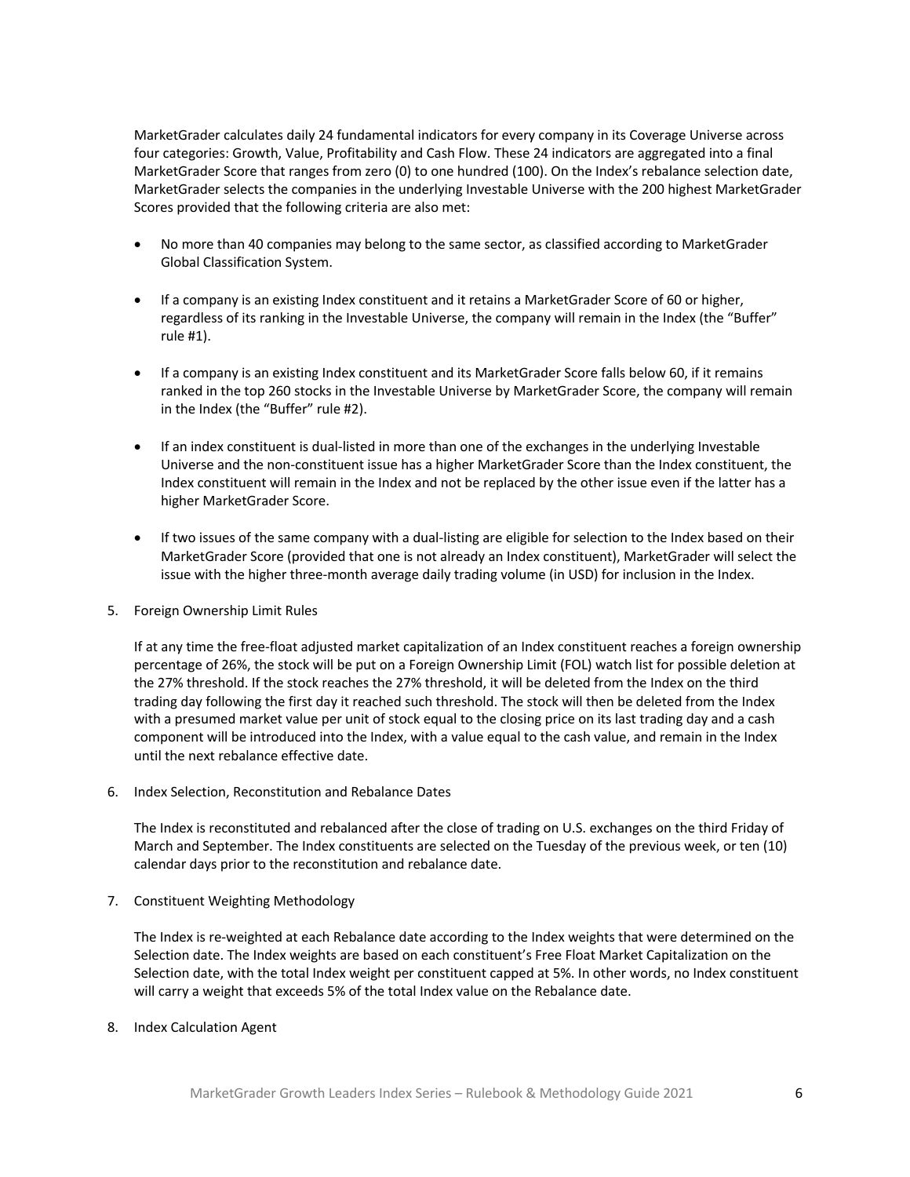MarketGrader calculates daily 24 fundamental indicators for every company in its Coverage Universe across four categories: Growth, Value, Profitability and Cash Flow. These 24 indicators are aggregated into a final MarketGrader Score that ranges from zero (0) to one hundred (100). On the Index's rebalance selection date, MarketGrader selects the companies in the underlying Investable Universe with the 200 highest MarketGrader Scores provided that the following criteria are also met:

- No more than 40 companies may belong to the same sector, as classified according to MarketGrader Global Classification System.
- If a company is an existing Index constituent and it retains a MarketGrader Score of 60 or higher, regardless of its ranking in the Investable Universe, the company will remain in the Index (the "Buffer" rule #1).
- If a company is an existing Index constituent and its MarketGrader Score falls below 60, if it remains ranked in the top 260 stocks in the Investable Universe by MarketGrader Score, the company will remain in the Index (the "Buffer" rule #2).
- If an index constituent is dual-listed in more than one of the exchanges in the underlying Investable Universe and the non-constituent issue has a higher MarketGrader Score than the Index constituent, the Index constituent will remain in the Index and not be replaced by the other issue even if the latter has a higher MarketGrader Score.
- If two issues of the same company with a dual-listing are eligible for selection to the Index based on their MarketGrader Score (provided that one is not already an Index constituent), MarketGrader will select the issue with the higher three-month average daily trading volume (in USD) for inclusion in the Index.

5. Foreign Ownership Limit Rules

If at any time the free-float adjusted market capitalization of an Index constituent reaches a foreign ownership percentage of 26%, the stock will be put on a Foreign Ownership Limit (FOL) watch list for possible deletion at the 27% threshold. If the stock reaches the 27% threshold, it will be deleted from the Index on the third trading day following the first day it reached such threshold. The stock will then be deleted from the Index with a presumed market value per unit of stock equal to the closing price on its last trading day and a cash component will be introduced into the Index, with a value equal to the cash value, and remain in the Index until the next rebalance effective date.

6. Index Selection, Reconstitution and Rebalance Dates

The Index is reconstituted and rebalanced after the close of trading on U.S. exchanges on the third Friday of March and September. The Index constituents are selected on the Tuesday of the previous week, or ten (10) calendar days prior to the reconstitution and rebalance date.

7. Constituent Weighting Methodology

The Index is re-weighted at each Rebalance date according to the Index weights that were determined on the Selection date. The Index weights are based on each constituent's Free Float Market Capitalization on the Selection date, with the total Index weight per constituent capped at 5%. In other words, no Index constituent will carry a weight that exceeds 5% of the total Index value on the Rebalance date.

8. Index Calculation Agent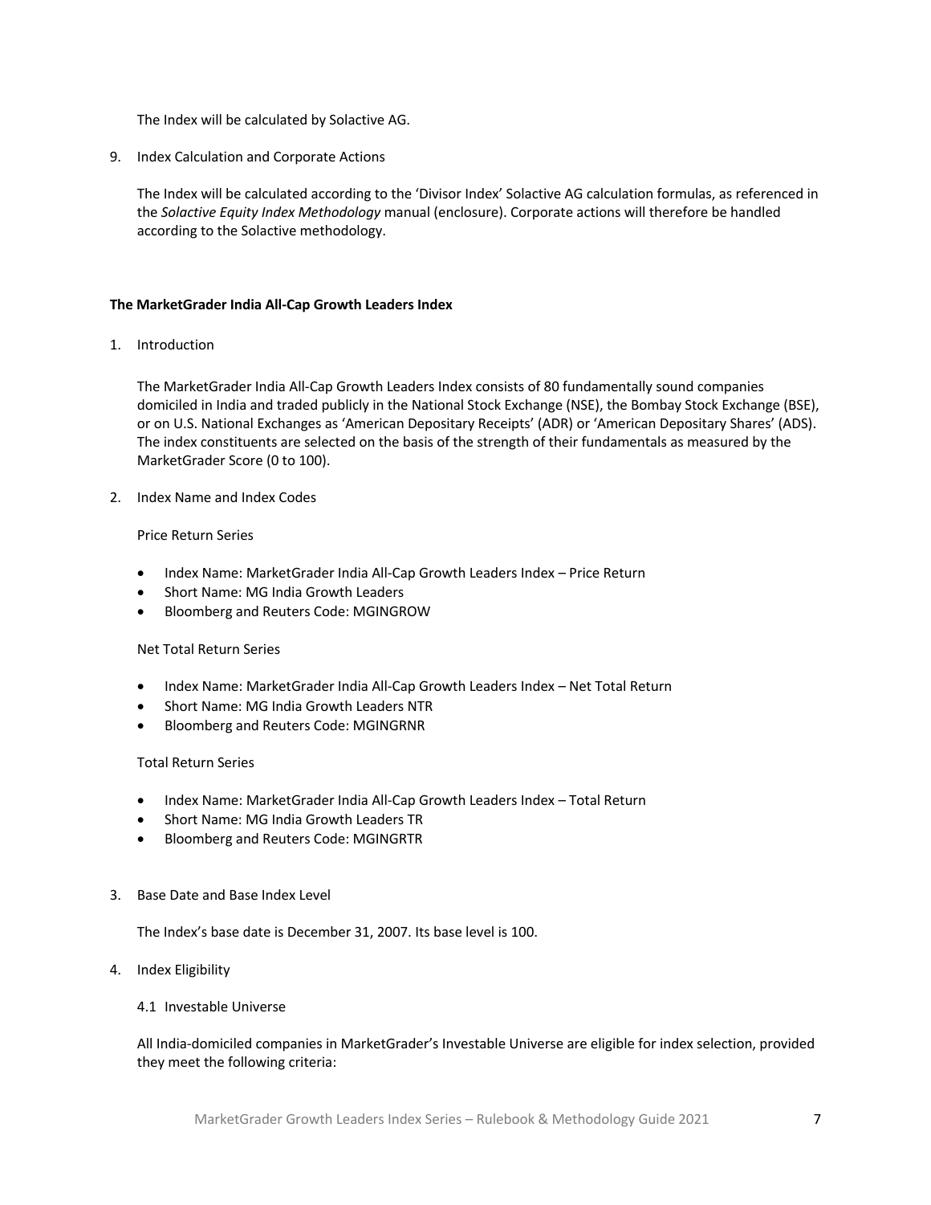The Index will be calculated by Solactive AG.

9. Index Calculation and Corporate Actions

   The Index will be calculated according to the 'Divisor Index' Solactive AG calculation formulas, as referenced in the *Solactive Equity Index Methodology* manual (enclosure). Corporate actions will therefore be handled according to the Solactive methodology.

## The MarketGrader India All-Cap Growth Leaders Index

1. Introduction

   The MarketGrader India All-Cap Growth Leaders Index consists of 80 fundamentally sound companies domiciled in India and traded publicly in the National Stock Exchange (NSE), the Bombay Stock Exchange (BSE), or on U.S. National Exchanges as 'American Depositary Receipts' (ADR) or 'American Depositary Shares' (ADS). The index constituents are selected on the basis of the strength of their fundamentals as measured by the MarketGrader Score (0 to 100).

2. Index Name and Index Codes

   Price Return Series

   - Index Name: MarketGrader India All-Cap Growth Leaders Index – Price Return
   - Short Name: MG India Growth Leaders
   - Bloomberg and Reuters Code: MGINGROW

   Net Total Return Series

   - Index Name: MarketGrader India All-Cap Growth Leaders Index – Net Total Return
   - Short Name: MG India Growth Leaders NTR
   - Bloomberg and Reuters Code: MGINGRNR

   Total Return Series

   - Index Name: MarketGrader India All-Cap Growth Leaders Index – Total Return
   - Short Name: MG India Growth Leaders TR
   - Bloomberg and Reuters Code: MGINGRTR

3. Base Date and Base Index Level

   The Index's base date is December 31, 2007. Its base level is 100.

4. Index Eligibility

   4.1 Investable Universe

   All India-domiciled companies in MarketGrader's Investable Universe are eligible for index selection, provided they meet the following criteria: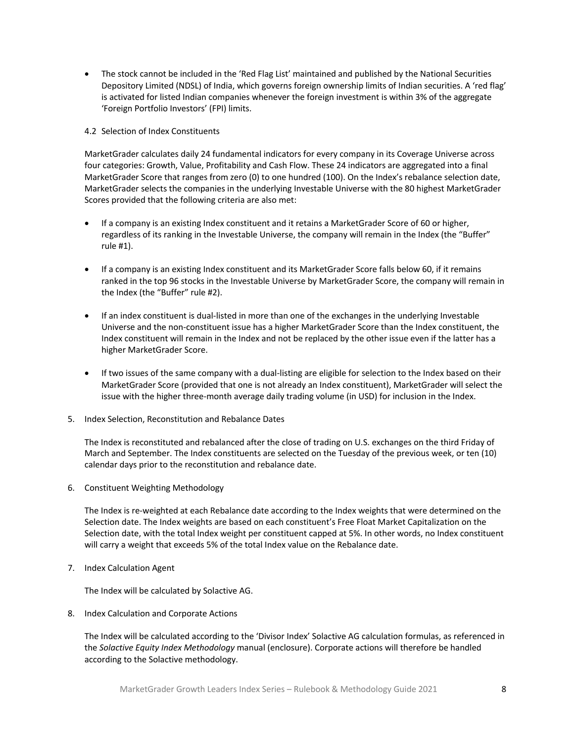- The stock cannot be included in the 'Red Flag List' maintained and published by the National Securities Depository Limited (NDSL) of India, which governs foreign ownership limits of Indian securities. A 'red flag' is activated for listed Indian companies whenever the foreign investment is within 3% of the aggregate 'Foreign Portfolio Investors' (FPI) limits.

### 4.2 Selection of Index Constituents

MarketGrader calculates daily 24 fundamental indicators for every company in its Coverage Universe across four categories: Growth, Value, Profitability and Cash Flow. These 24 indicators are aggregated into a final MarketGrader Score that ranges from zero (0) to one hundred (100). On the Index's rebalance selection date, MarketGrader selects the companies in the underlying Investable Universe with the 80 highest MarketGrader Scores provided that the following criteria are also met:

- If a company is an existing Index constituent and it retains a MarketGrader Score of 60 or higher, regardless of its ranking in the Investable Universe, the company will remain in the Index (the "Buffer" rule #1).
- If a company is an existing Index constituent and its MarketGrader Score falls below 60, if it remains ranked in the top 96 stocks in the Investable Universe by MarketGrader Score, the company will remain in the Index (the "Buffer" rule #2).
- If an index constituent is dual-listed in more than one of the exchanges in the underlying Investable Universe and the non-constituent issue has a higher MarketGrader Score than the Index constituent, the Index constituent will remain in the Index and not be replaced by the other issue even if the latter has a higher MarketGrader Score.
- If two issues of the same company with a dual-listing are eligible for selection to the Index based on their MarketGrader Score (provided that one is not already an Index constituent), MarketGrader will select the issue with the higher three-month average daily trading volume (in USD) for inclusion in the Index.

## 5. Index Selection, Reconstitution and Rebalance Dates

The Index is reconstituted and rebalanced after the close of trading on U.S. exchanges on the third Friday of March and September. The Index constituents are selected on the Tuesday of the previous week, or ten (10) calendar days prior to the reconstitution and rebalance date.

## 6. Constituent Weighting Methodology

The Index is re-weighted at each Rebalance date according to the Index weights that were determined on the Selection date. The Index weights are based on each constituent's Free Float Market Capitalization on the Selection date, with the total Index weight per constituent capped at 5%. In other words, no Index constituent will carry a weight that exceeds 5% of the total Index value on the Rebalance date.

## 7. Index Calculation Agent

The Index will be calculated by Solactive AG.

## 8. Index Calculation and Corporate Actions

The Index will be calculated according to the 'Divisor Index' Solactive AG calculation formulas, as referenced in the *Solactive Equity Index Methodology* manual (enclosure). Corporate actions will therefore be handled according to the Solactive methodology.